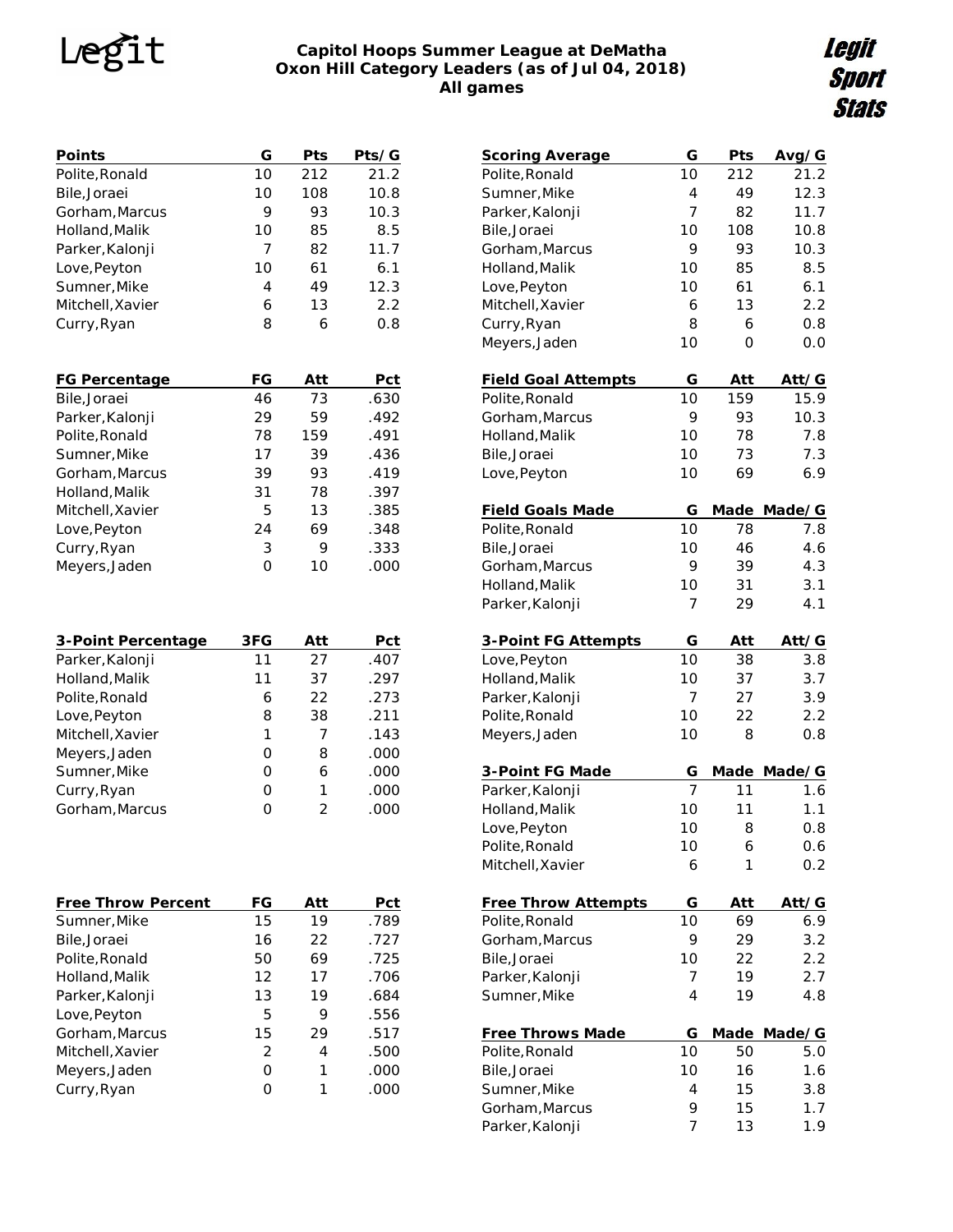# Capitol Hoops Summer League at DeMatha
## Oxon Hill Category Leaders (as of Jul 04, 2018)
### All games

Legit Sport Stats

| Points | G | Pts | Pts/G |
|---|---|---|---|
| Polite,Ronald | 10 | 212 | 21.2 |
| Bile,Joraei | 10 | 108 | 10.8 |
| Gorham,Marcus | 9 | 93 | 10.3 |
| Holland,Malik | 10 | 85 | 8.5 |
| Parker,Kalonji | 7 | 82 | 11.7 |
| Love,Peyton | 10 | 61 | 6.1 |
| Sumner,Mike | 4 | 49 | 12.3 |
| Mitchell,Xavier | 6 | 13 | 2.2 |
| Curry,Ryan | 8 | 6 | 0.8 |

| Scoring Average | G | Pts | Avg/G |
|---|---|---|---|
| Polite,Ronald | 10 | 212 | 21.2 |
| Sumner,Mike | 4 | 49 | 12.3 |
| Parker,Kalonji | 7 | 82 | 11.7 |
| Bile,Joraei | 10 | 108 | 10.8 |
| Gorham,Marcus | 9 | 93 | 10.3 |
| Holland,Malik | 10 | 85 | 8.5 |
| Love,Peyton | 10 | 61 | 6.1 |
| Mitchell,Xavier | 6 | 13 | 2.2 |
| Curry,Ryan | 8 | 6 | 0.8 |
| Meyers,Jaden | 10 | 0 | 0.0 |

| FG Percentage | FG | Att | Pct |
|---|---|---|---|
| Bile,Joraei | 46 | 73 | .630 |
| Parker,Kalonji | 29 | 59 | .492 |
| Polite,Ronald | 78 | 159 | .491 |
| Sumner,Mike | 17 | 39 | .436 |
| Gorham,Marcus | 39 | 93 | .419 |
| Holland,Malik | 31 | 78 | .397 |
| Mitchell,Xavier | 5 | 13 | .385 |
| Love,Peyton | 24 | 69 | .348 |
| Curry,Ryan | 3 | 9 | .333 |
| Meyers,Jaden | 0 | 10 | .000 |

| Field Goal Attempts | G | Att | Att/G |
|---|---|---|---|
| Polite,Ronald | 10 | 159 | 15.9 |
| Gorham,Marcus | 9 | 93 | 10.3 |
| Holland,Malik | 10 | 78 | 7.8 |
| Bile,Joraei | 10 | 73 | 7.3 |
| Love,Peyton | 10 | 69 | 6.9 |

| Field Goals Made | G | Made | Made/G |
|---|---|---|---|
| Polite,Ronald | 10 | 78 | 7.8 |
| Bile,Joraei | 10 | 46 | 4.6 |
| Gorham,Marcus | 9 | 39 | 4.3 |
| Holland,Malik | 10 | 31 | 3.1 |
| Parker,Kalonji | 7 | 29 | 4.1 |

| 3-Point Percentage | 3FG | Att | Pct |
|---|---|---|---|
| Parker,Kalonji | 11 | 27 | .407 |
| Holland,Malik | 11 | 37 | .297 |
| Polite,Ronald | 6 | 22 | .273 |
| Love,Peyton | 8 | 38 | .211 |
| Mitchell,Xavier | 1 | 7 | .143 |
| Meyers,Jaden | 0 | 8 | .000 |
| Sumner,Mike | 0 | 6 | .000 |
| Curry,Ryan | 0 | 1 | .000 |
| Gorham,Marcus | 0 | 2 | .000 |

| 3-Point FG Attempts | G | Att | Att/G |
|---|---|---|---|
| Love,Peyton | 10 | 38 | 3.8 |
| Holland,Malik | 10 | 37 | 3.7 |
| Parker,Kalonji | 7 | 27 | 3.9 |
| Polite,Ronald | 10 | 22 | 2.2 |
| Meyers,Jaden | 10 | 8 | 0.8 |

| 3-Point FG Made | G | Made | Made/G |
|---|---|---|---|
| Parker,Kalonji | 7 | 11 | 1.6 |
| Holland,Malik | 10 | 11 | 1.1 |
| Love,Peyton | 10 | 8 | 0.8 |
| Polite,Ronald | 10 | 6 | 0.6 |
| Mitchell,Xavier | 6 | 1 | 0.2 |

| Free Throw Percent | FG | Att | Pct |
|---|---|---|---|
| Sumner,Mike | 15 | 19 | .789 |
| Bile,Joraei | 16 | 22 | .727 |
| Polite,Ronald | 50 | 69 | .725 |
| Holland,Malik | 12 | 17 | .706 |
| Parker,Kalonji | 13 | 19 | .684 |
| Love,Peyton | 5 | 9 | .556 |
| Gorham,Marcus | 15 | 29 | .517 |
| Mitchell,Xavier | 2 | 4 | .500 |
| Meyers,Jaden | 0 | 1 | .000 |
| Curry,Ryan | 0 | 1 | .000 |

| Free Throw Attempts | G | Att | Att/G |
|---|---|---|---|
| Polite,Ronald | 10 | 69 | 6.9 |
| Gorham,Marcus | 9 | 29 | 3.2 |
| Bile,Joraei | 10 | 22 | 2.2 |
| Parker,Kalonji | 7 | 19 | 2.7 |
| Sumner,Mike | 4 | 19 | 4.8 |

| Free Throws Made | G | Made | Made/G |
|---|---|---|---|
| Polite,Ronald | 10 | 50 | 5.0 |
| Bile,Joraei | 10 | 16 | 1.6 |
| Sumner,Mike | 4 | 15 | 3.8 |
| Gorham,Marcus | 9 | 15 | 1.7 |
| Parker,Kalonji | 7 | 13 | 1.9 |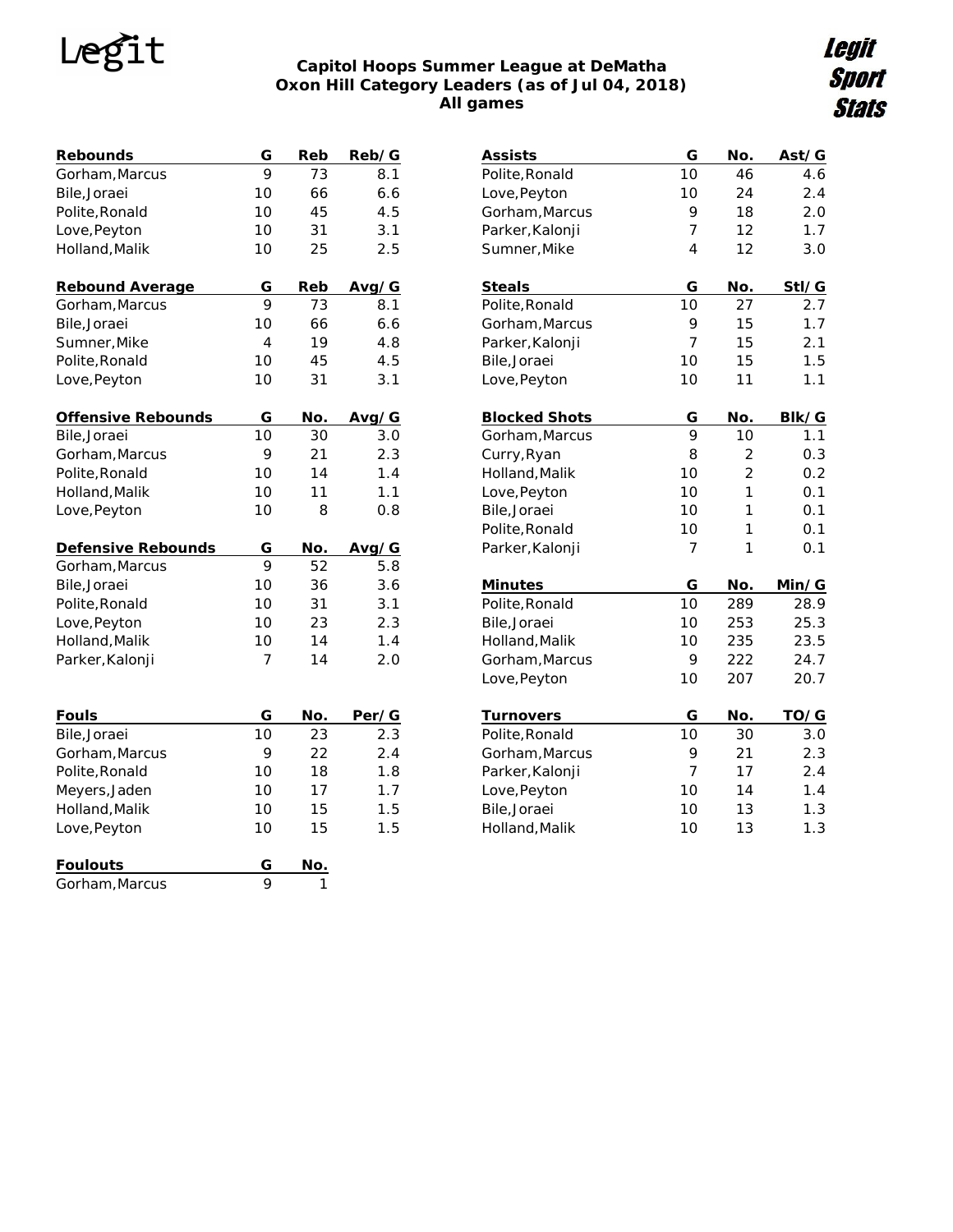Legit

**Capitol Hoops Summer League at DeMatha**
**Oxon Hill Category Leaders (as of Jul 04, 2018)**
**All games**

Legit Sport Stats

| Rebounds | G | Reb | Reb/G |
|---|---|---|---|
| Gorham,Marcus | 9 | 73 | 8.1 |
| Bile,Joraei | 10 | 66 | 6.6 |
| Polite,Ronald | 10 | 45 | 4.5 |
| Love,Peyton | 10 | 31 | 3.1 |
| Holland,Malik | 10 | 25 | 2.5 |

| Rebound Average | G | Reb | Avg/G |
|---|---|---|---|
| Gorham,Marcus | 9 | 73 | 8.1 |
| Bile,Joraei | 10 | 66 | 6.6 |
| Sumner,Mike | 4 | 19 | 4.8 |
| Polite,Ronald | 10 | 45 | 4.5 |
| Love,Peyton | 10 | 31 | 3.1 |

| Offensive Rebounds | G | No. | Avg/G |
|---|---|---|---|
| Bile,Joraei | 10 | 30 | 3.0 |
| Gorham,Marcus | 9 | 21 | 2.3 |
| Polite,Ronald | 10 | 14 | 1.4 |
| Holland,Malik | 10 | 11 | 1.1 |
| Love,Peyton | 10 | 8 | 0.8 |

| Defensive Rebounds | G | No. | Avg/G |
|---|---|---|---|
| Gorham,Marcus | 9 | 52 | 5.8 |
| Bile,Joraei | 10 | 36 | 3.6 |
| Polite,Ronald | 10 | 31 | 3.1 |
| Love,Peyton | 10 | 23 | 2.3 |
| Holland,Malik | 10 | 14 | 1.4 |
| Parker,Kalonji | 7 | 14 | 2.0 |

| Fouls | G | No. | Per/G |
|---|---|---|---|
| Bile,Joraei | 10 | 23 | 2.3 |
| Gorham,Marcus | 9 | 22 | 2.4 |
| Polite,Ronald | 10 | 18 | 1.8 |
| Meyers,Jaden | 10 | 17 | 1.7 |
| Holland,Malik | 10 | 15 | 1.5 |
| Love,Peyton | 10 | 15 | 1.5 |

| Foulouts | G | No. |
|---|---|---|
| Gorham,Marcus | 9 | 1 |

| Assists | G | No. | Ast/G |
|---|---|---|---|
| Polite,Ronald | 10 | 46 | 4.6 |
| Love,Peyton | 10 | 24 | 2.4 |
| Gorham,Marcus | 9 | 18 | 2.0 |
| Parker,Kalonji | 7 | 12 | 1.7 |
| Sumner,Mike | 4 | 12 | 3.0 |

| Steals | G | No. | Stl/G |
|---|---|---|---|
| Polite,Ronald | 10 | 27 | 2.7 |
| Gorham,Marcus | 9 | 15 | 1.7 |
| Parker,Kalonji | 7 | 15 | 2.1 |
| Bile,Joraei | 10 | 15 | 1.5 |
| Love,Peyton | 10 | 11 | 1.1 |

| Blocked Shots | G | No. | Blk/G |
|---|---|---|---|
| Gorham,Marcus | 9 | 10 | 1.1 |
| Curry,Ryan | 8 | 2 | 0.3 |
| Holland,Malik | 10 | 2 | 0.2 |
| Love,Peyton | 10 | 1 | 0.1 |
| Bile,Joraei | 10 | 1 | 0.1 |
| Polite,Ronald | 10 | 1 | 0.1 |
| Parker,Kalonji | 7 | 1 | 0.1 |

| Minutes | G | No. | Min/G |
|---|---|---|---|
| Polite,Ronald | 10 | 289 | 28.9 |
| Bile,Joraei | 10 | 253 | 25.3 |
| Holland,Malik | 10 | 235 | 23.5 |
| Gorham,Marcus | 9 | 222 | 24.7 |
| Love,Peyton | 10 | 207 | 20.7 |

| Turnovers | G | No. | TO/G |
|---|---|---|---|
| Polite,Ronald | 10 | 30 | 3.0 |
| Gorham,Marcus | 9 | 21 | 2.3 |
| Parker,Kalonji | 7 | 17 | 2.4 |
| Love,Peyton | 10 | 14 | 1.4 |
| Bile,Joraei | 10 | 13 | 1.3 |
| Holland,Malik | 10 | 13 | 1.3 |